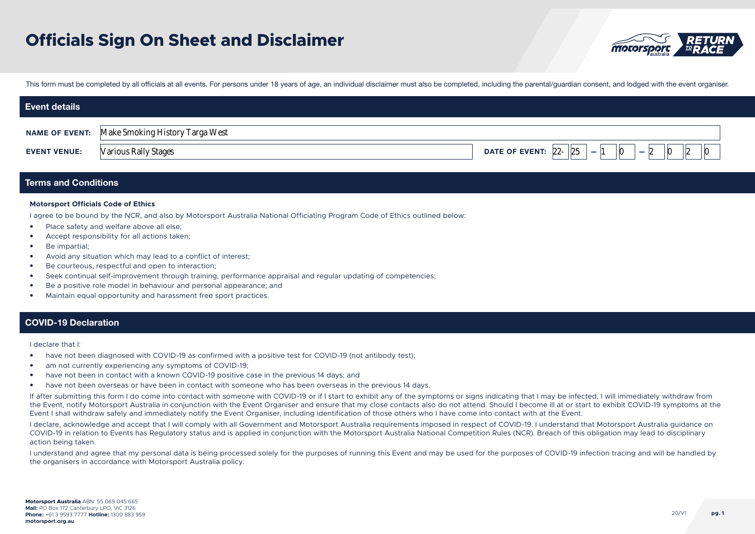# Officials Sign On Sheet and Disclaimer

This form must be completed by all officials at all events. For persons under 18 years of age, an individual disclaimer must also be completed, including the parental/guardian consent, and lodged with the event organiser.

## Event details

**NAME OF EVENT:** Make Smoking History Targa West

**EVENT VENUE:** Various Rally Stages

**DATE OF EVENT:** 22- 25 – 1 0 – 2 0 2 0

## Terms and Conditions

**Motorsport Officials Code of Ethics**

I agree to be bound by the NCR, and also by Motorsport Australia National Officiating Program Code of Ethics outlined below:

- Place safety and welfare above all else;
- Accept responsibility for all actions taken;
- Be impartial;
- Avoid any situation which may lead to a conflict of interest;
- Be courteous, respectful and open to interaction;
- Seek continual self-improvement through training, performance appraisal and regular updating of competencies;
- Be a positive role model in behaviour and personal appearance; and
- Maintain equal opportunity and harassment free sport practices.

## COVID-19 Declaration

I declare that I:

- have not been diagnosed with COVID-19 as confirmed with a positive test for COVID-19 (not antibody test);
- am not currently experiencing any symptoms of COVID-19;
- have not been in contact with a known COVID-19 positive case in the previous 14 days; and
- have not been overseas or have been in contact with someone who has been overseas in the previous 14 days.

If after submitting this form I do come into contact with someone with COVID-19 or if I start to exhibit any of the symptoms or signs indicating that I may be infected, I will immediately withdraw from the Event, notify Motorsport Australia in conjunction with the Event Organiser and ensure that my close contacts also do not attend. Should I become ill at or start to exhibit COVID-19 symptoms at the Event I shall withdraw safely and immediately notify the Event Organiser, including identification of those others who I have come into contact with at the Event.

I declare, acknowledge and accept that I will comply with all Government and Motorsport Australia requirements imposed in respect of COVID-19. I understand that Motorsport Australia guidance on COVID-19 in relation to Events has Regulatory status and is applied in conjunction with the Motorsport Australia National Competition Rules (NCR). Breach of this obligation may lead to disciplinary action being taken.

I understand and agree that my personal data is being processed solely for the purposes of running this Event and may be used for the purposes of COVID-19 infection tracing and will be handled by the organisers in accordance with Motorsport Australia policy.

**Motorsport Australia** ABN: 55 069 045 665
**Mail:** PO Box 172 Canterbury LPO, VIC 3126
**Phone:** +61 3 9593 7777 **Hotline:** 1300 883 959
**motorsport.org.au**

20/V1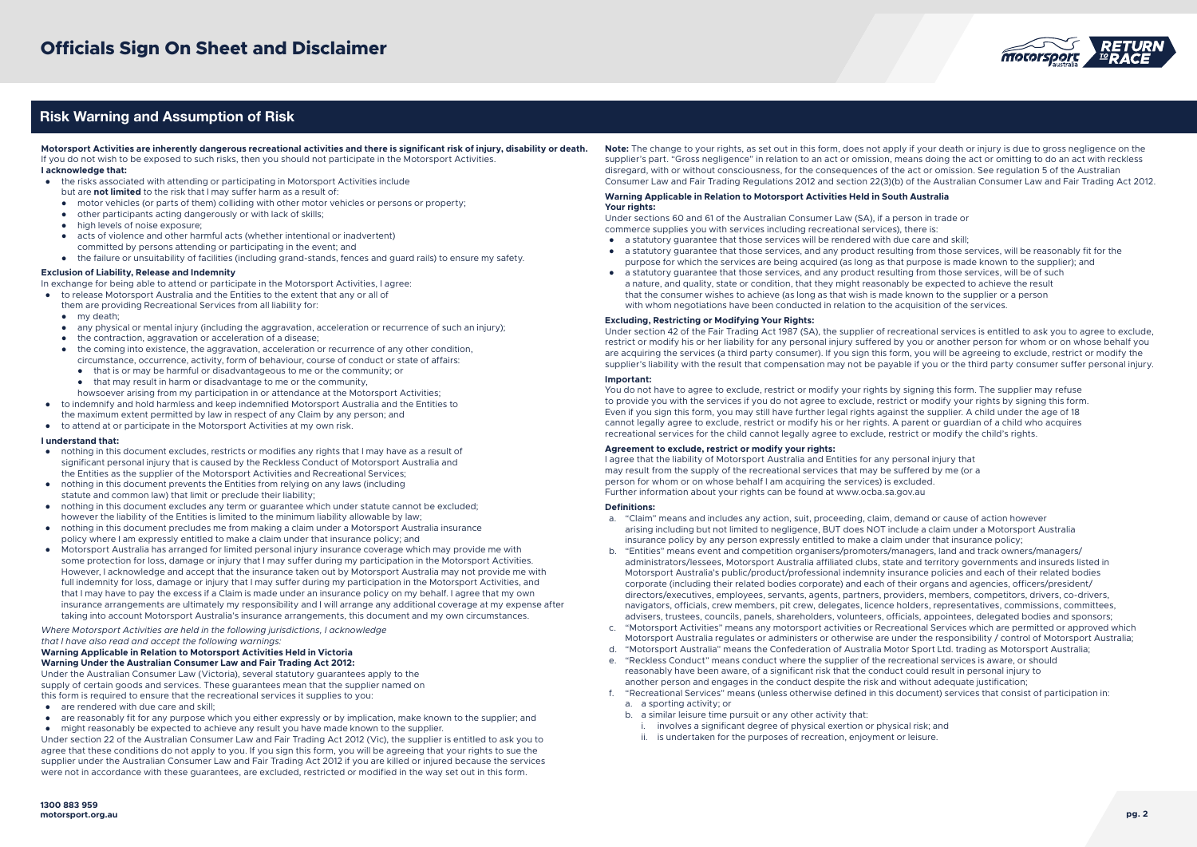# Officials Sign On Sheet and Disclaimer

## Risk Warning and Assumption of Risk

**Motorsport Activities are inherently dangerous recreational activities and there is significant risk of injury, disability or death.** If you do not wish to be exposed to such risks, then you should not participate in the Motorsport Activities.

**I acknowledge that:**

- the risks associated with attending or participating in Motorsport Activities include but are **not limited** to the risk that I may suffer harm as a result of:
  - motor vehicles (or parts of them) colliding with other motor vehicles or persons or property;
  - other participants acting dangerously or with lack of skills;
  - high levels of noise exposure;
  - acts of violence and other harmful acts (whether intentional or inadvertent) committed by persons attending or participating in the event; and
  - the failure or unsuitability of facilities (including grand-stands, fences and guard rails) to ensure my safety.

**Exclusion of Liability, Release and Indemnity**

In exchange for being able to attend or participate in the Motorsport Activities, I agree:

- to release Motorsport Australia and the Entities to the extent that any or all of them are providing Recreational Services from all liability for:
  - my death;
  - any physical or mental injury (including the aggravation, acceleration or recurrence of such an injury);
  - the contraction, aggravation or acceleration of a disease;
  - the coming into existence, the aggravation, acceleration or recurrence of any other condition, circumstance, occurrence, activity, form of behaviour, course of conduct or state of affairs:
    - that is or may be harmful or disadvantageous to me or the community; or
    - that may result in harm or disadvantage to me or the community,

  howsoever arising from my participation in or attendance at the Motorsport Activities;
- to indemnify and hold harmless and keep indemnified Motorsport Australia and the Entities to the maximum extent permitted by law in respect of any Claim by any person; and
- to attend at or participate in the Motorsport Activities at my own risk.

**I understand that:**

- nothing in this document excludes, restricts or modifies any rights that I may have as a result of significant personal injury that is caused by the Reckless Conduct of Motorsport Australia and the Entities as the supplier of the Motorsport Activities and Recreational Services;
- nothing in this document prevents the Entities from relying on any laws (including statute and common law) that limit or preclude their liability;
- nothing in this document excludes any term or guarantee which under statute cannot be excluded; however the liability of the Entities is limited to the minimum liability allowable by law;
- nothing in this document precludes me from making a claim under a Motorsport Australia insurance policy where I am expressly entitled to make a claim under that insurance policy; and
- Motorsport Australia has arranged for limited personal injury insurance coverage which may provide me with some protection for loss, damage or injury that I may suffer during my participation in the Motorsport Activities. However, I acknowledge and accept that the insurance taken out by Motorsport Australia may not provide me with full indemnity for loss, damage or injury that I may suffer during my participation in the Motorsport Activities, and that I may have to pay the excess if a Claim is made under an insurance policy on my behalf. I agree that my own insurance arrangements are ultimately my responsibility and I will arrange any additional coverage at my expense after taking into account Motorsport Australia's insurance arrangements, this document and my own circumstances.

*Where Motorsport Activities are held in the following jurisdictions, I acknowledge that I have also read and accept the following warnings:*

**Warning Applicable in Relation to Motorsport Activities Held in Victoria**
**Warning Under the Australian Consumer Law and Fair Trading Act 2012:**

Under the Australian Consumer Law (Victoria), several statutory guarantees apply to the supply of certain goods and services. These guarantees mean that the supplier named on this form is required to ensure that the recreational services it supplies to you:

- are rendered with due care and skill;
- are reasonably fit for any purpose which you either expressly or by implication, make known to the supplier; and
- might reasonably be expected to achieve any result you have made known to the supplier.

Under section 22 of the Australian Consumer Law and Fair Trading Act 2012 (Vic), the supplier is entitled to ask you to agree that these conditions do not apply to you. If you sign this form, you will be agreeing that your rights to sue the supplier under the Australian Consumer Law and Fair Trading Act 2012 if you are killed or injured because the services were not in accordance with these guarantees, are excluded, restricted or modified in the way set out in this form.

**Note:** The change to your rights, as set out in this form, does not apply if your death or injury is due to gross negligence on the supplier's part. "Gross negligence" in relation to an act or omission, means doing the act or omitting to do an act with reckless disregard, with or without consciousness, for the consequences of the act or omission. See regulation 5 of the Australian Consumer Law and Fair Trading Regulations 2012 and section 22(3)(b) of the Australian Consumer Law and Fair Trading Act 2012.

**Warning Applicable in Relation to Motorsport Activities Held in South Australia**
**Your rights:**

Under sections 60 and 61 of the Australian Consumer Law (SA), if a person in trade or commerce supplies you with services including recreational services), there is:

- a statutory guarantee that those services will be rendered with due care and skill;
- a statutory guarantee that those services, and any product resulting from those services, will be reasonably fit for the purpose for which the services are being acquired (as long as that purpose is made known to the supplier); and
- a statutory guarantee that those services, and any product resulting from those services, will be of such a nature, and quality, state or condition, that they might reasonably be expected to achieve the result that the consumer wishes to achieve (as long as that wish is made known to the supplier or a person with whom negotiations have been conducted in relation to the acquisition of the services.

**Excluding, Restricting or Modifying Your Rights:**

Under section 42 of the Fair Trading Act 1987 (SA), the supplier of recreational services is entitled to ask you to agree to exclude, restrict or modify his or her liability for any personal injury suffered by you or another person for whom or on whose behalf you are acquiring the services (a third party consumer). If you sign this form, you will be agreeing to exclude, restrict or modify the supplier's liability with the result that compensation may not be payable if you or the third party consumer suffer personal injury.

**Important:**

You do not have to agree to exclude, restrict or modify your rights by signing this form. The supplier may refuse to provide you with the services if you do not agree to exclude, restrict or modify your rights by signing this form. Even if you sign this form, you may still have further legal rights against the supplier. A child under the age of 18 cannot legally agree to exclude, restrict or modify his or her rights. A parent or guardian of a child who acquires recreational services for the child cannot legally agree to exclude, restrict or modify the child's rights.

**Agreement to exclude, restrict or modify your rights:**

I agree that the liability of Motorsport Australia and Entities for any personal injury that may result from the supply of the recreational services that may be suffered by me (or a person for whom or on whose behalf I am acquiring the services) is excluded. Further information about your rights can be found at www.ocba.sa.gov.au

**Definitions:**

a. "Claim" means and includes any action, suit, proceeding, claim, demand or cause of action however arising including but not limited to negligence, BUT does NOT include a claim under a Motorsport Australia insurance policy by any person expressly entitled to make a claim under that insurance policy;
b. "Entities" means event and competition organisers/promoters/managers, land and track owners/managers/administrators/lessees, Motorsport Australia affiliated clubs, state and territory governments and insureds listed in Motorsport Australia's public/product/professional indemnity insurance policies and each of their related bodies corporate (including their related bodies corporate) and each of their organs and agencies, officers/president/directors/executives, employees, servants, agents, partners, providers, members, competitors, drivers, co-drivers, navigators, officials, crew members, pit crew, delegates, licence holders, representatives, commissions, committees, advisers, trustees, councils, panels, shareholders, volunteers, officials, appointees, delegated bodies and sponsors;
c. "Motorsport Activities" means any motorsport activities or Recreational Services which are permitted or approved which Motorsport Australia regulates or administers or otherwise are under the responsibility / control of Motorsport Australia;
d. "Motorsport Australia" means the Confederation of Australia Motor Sport Ltd. trading as Motorsport Australia;
e. "Reckless Conduct" means conduct where the supplier of the recreational services is aware, or should reasonably have been aware, of a significant risk that the conduct could result in personal injury to another person and engages in the conduct despite the risk and without adequate justification;
f. "Recreational Services" means (unless otherwise defined in this document) services that consist of participation in:
   a. a sporting activity; or
   b. a similar leisure time pursuit or any other activity that:
      i. involves a significant degree of physical exertion or physical risk; and
      ii. is undertaken for the purposes of recreation, enjoyment or leisure.

1300 883 959
motorsport.org.au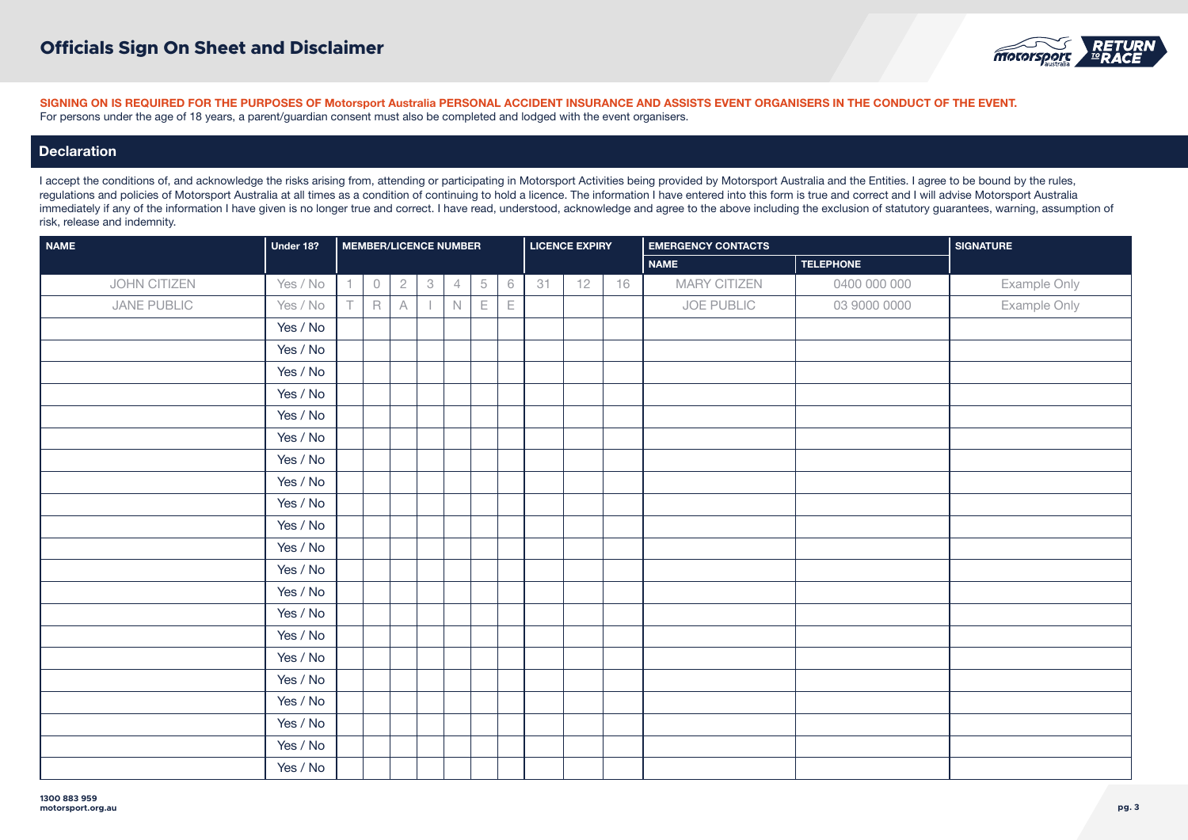# Officials Sign On Sheet and Disclaimer

**SIGNING ON IS REQUIRED FOR THE PURPOSES OF Motorsport Australia PERSONAL ACCIDENT INSURANCE AND ASSISTS EVENT ORGANISERS IN THE CONDUCT OF THE EVENT.**
For persons under the age of 18 years, a parent/guardian consent must also be completed and lodged with the event organisers.

## Declaration

I accept the conditions of, and acknowledge the risks arising from, attending or participating in Motorsport Activities being provided by Motorsport Australia and the Entities. I agree to be bound by the rules, regulations and policies of Motorsport Australia at all times as a condition of continuing to hold a licence. The information I have entered into this form is true and correct and I will advise Motorsport Australia immediately if any of the information I have given is no longer true and correct. I have read, understood, acknowledge and agree to the above including the exclusion of statutory guarantees, warning, assumption of risk, release and indemnity.

| NAME | Under 18? | MEMBER/LICENCE NUMBER | | | | | | | LICENCE EXPIRY | | | EMERGENCY CONTACTS | | SIGNATURE |
|---|---|---|---|---|---|---|---|---|---|---|---|---|---|---|
| | | | | | | | | | | | | NAME | TELEPHONE | |
| JOHN CITIZEN | Yes / No | 1 | 0 | 2 | 3 | 4 | 5 | 6 | 31 | 12 | 16 | MARY CITIZEN | 0400 000 000 | Example Only |
| JANE PUBLIC | Yes / No | T | R | A | I | N | E | E | | | | JOE PUBLIC | 03 9000 0000 | Example Only |
| | Yes / No | | | | | | | | | | | | | |
| | Yes / No | | | | | | | | | | | | | |
| | Yes / No | | | | | | | | | | | | | |
| | Yes / No | | | | | | | | | | | | | |
| | Yes / No | | | | | | | | | | | | | |
| | Yes / No | | | | | | | | | | | | | |
| | Yes / No | | | | | | | | | | | | | |
| | Yes / No | | | | | | | | | | | | | |
| | Yes / No | | | | | | | | | | | | | |
| | Yes / No | | | | | | | | | | | | | |
| | Yes / No | | | | | | | | | | | | | |
| | Yes / No | | | | | | | | | | | | | |
| | Yes / No | | | | | | | | | | | | | |
| | Yes / No | | | | | | | | | | | | | |
| | Yes / No | | | | | | | | | | | | | |
| | Yes / No | | | | | | | | | | | | | |
| | Yes / No | | | | | | | | | | | | | |
| | Yes / No | | | | | | | | | | | | | |
| | Yes / No | | | | | | | | | | | | | |
| | Yes / No | | | | | | | | | | | | | |
| | Yes / No | | | | | | | | | | | | | |

**1300 883 959**
**motorsport.org.au**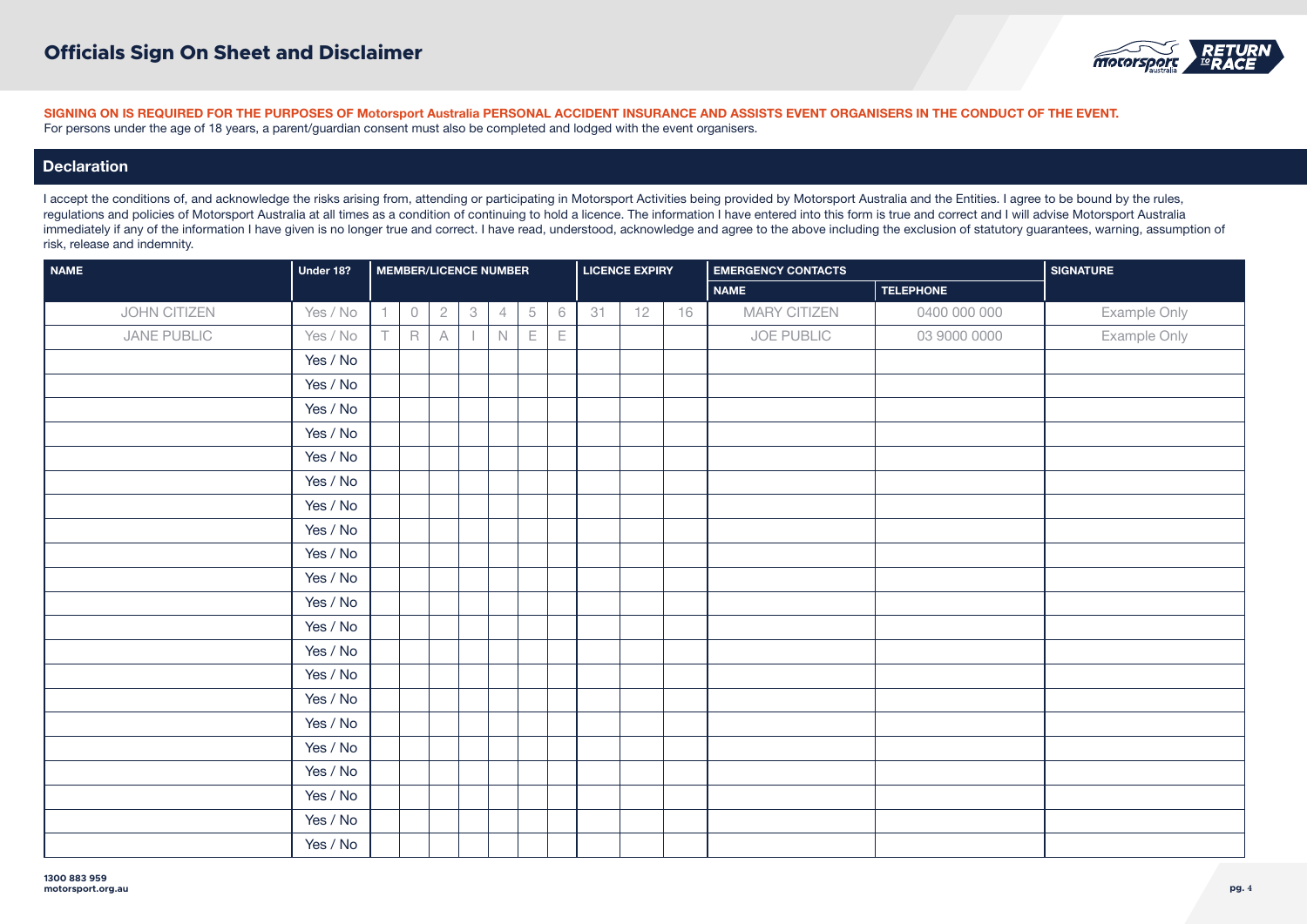# Officials Sign On Sheet and Disclaimer

**SIGNING ON IS REQUIRED FOR THE PURPOSES OF Motorsport Australia PERSONAL ACCIDENT INSURANCE AND ASSISTS EVENT ORGANISERS IN THE CONDUCT OF THE EVENT.**
For persons under the age of 18 years, a parent/guardian consent must also be completed and lodged with the event organisers.

## Declaration

I accept the conditions of, and acknowledge the risks arising from, attending or participating in Motorsport Activities being provided by Motorsport Australia and the Entities. I agree to be bound by the rules, regulations and policies of Motorsport Australia at all times as a condition of continuing to hold a licence. The information I have entered into this form is true and correct and I will advise Motorsport Australia immediately if any of the information I have given is no longer true and correct. I have read, understood, acknowledge and agree to the above including the exclusion of statutory guarantees, warning, assumption of risk, release and indemnity.

| NAME | Under 18? | MEMBER/LICENCE NUMBER | | | | | | | LICENCE EXPIRY | | | EMERGENCY CONTACTS | | SIGNATURE |
|---|---|---|---|---|---|---|---|---|---|---|---|---|---|---|
| | | | | | | | | | | | | NAME | TELEPHONE | |
| JOHN CITIZEN | Yes / No | 1 | 0 | 2 | 3 | 4 | 5 | 6 | 31 | 12 | 16 | MARY CITIZEN | 0400 000 000 | Example Only |
| JANE PUBLIC | Yes / No | T | R | A | I | N | E | E | | | | JOE PUBLIC | 03 9000 0000 | Example Only |
| | Yes / No | | | | | | | | | | | | | |
| | Yes / No | | | | | | | | | | | | | |
| | Yes / No | | | | | | | | | | | | | |
| | Yes / No | | | | | | | | | | | | | |
| | Yes / No | | | | | | | | | | | | | |
| | Yes / No | | | | | | | | | | | | | |
| | Yes / No | | | | | | | | | | | | | |
| | Yes / No | | | | | | | | | | | | | |
| | Yes / No | | | | | | | | | | | | | |
| | Yes / No | | | | | | | | | | | | | |
| | Yes / No | | | | | | | | | | | | | |
| | Yes / No | | | | | | | | | | | | | |
| | Yes / No | | | | | | | | | | | | | |
| | Yes / No | | | | | | | | | | | | | |
| | Yes / No | | | | | | | | | | | | | |
| | Yes / No | | | | | | | | | | | | | |
| | Yes / No | | | | | | | | | | | | | |
| | Yes / No | | | | | | | | | | | | | |
| | Yes / No | | | | | | | | | | | | | |
| | Yes / No | | | | | | | | | | | | | |

**1300 883 959**
**motorsport.org.au**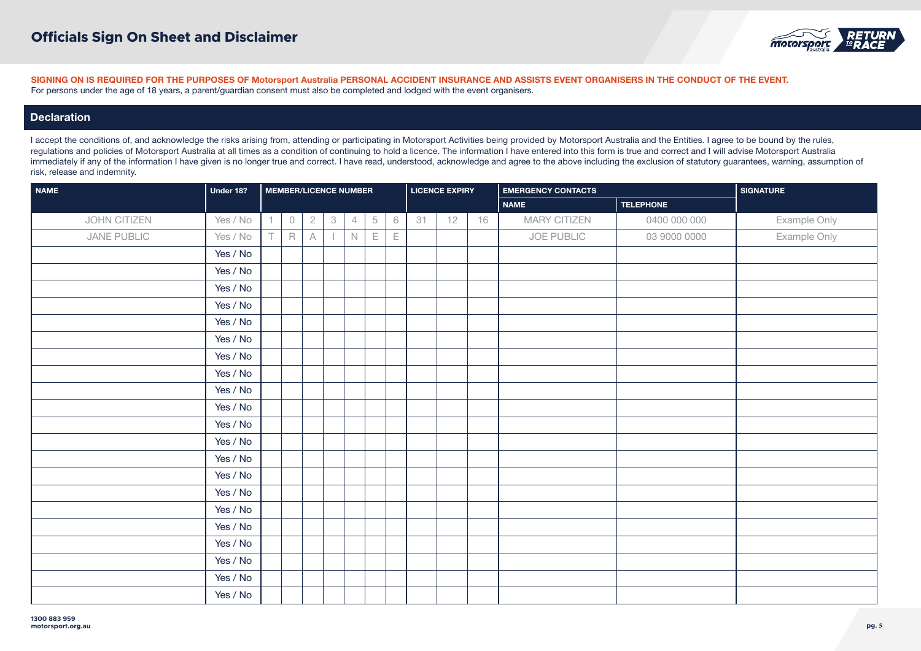# Officials Sign On Sheet and Disclaimer

**SIGNING ON IS REQUIRED FOR THE PURPOSES OF Motorsport Australia PERSONAL ACCIDENT INSURANCE AND ASSISTS EVENT ORGANISERS IN THE CONDUCT OF THE EVENT.**
For persons under the age of 18 years, a parent/guardian consent must also be completed and lodged with the event organisers.

## Declaration

I accept the conditions of, and acknowledge the risks arising from, attending or participating in Motorsport Activities being provided by Motorsport Australia and the Entities. I agree to be bound by the rules, regulations and policies of Motorsport Australia at all times as a condition of continuing to hold a licence. The information I have entered into this form is true and correct and I will advise Motorsport Australia immediately if any of the information I have given is no longer true and correct. I have read, understood, acknowledge and agree to the above including the exclusion of statutory guarantees, warning, assumption of risk, release and indemnity.

| NAME | Under 18? | MEMBER/LICENCE NUMBER | | | | | | | LICENCE EXPIRY | | | EMERGENCY CONTACTS | | SIGNATURE |
|---|---|---|---|---|---|---|---|---|---|---|---|---|---|---|
| | | | | | | | | | | | | NAME | TELEPHONE | |
| JOHN CITIZEN | Yes / No | 1 | 0 | 2 | 3 | 4 | 5 | 6 | 31 | 12 | 16 | MARY CITIZEN | 0400 000 000 | Example Only |
| JANE PUBLIC | Yes / No | T | R | A | I | N | E | E | | | | JOE PUBLIC | 03 9000 0000 | Example Only |
| | Yes / No | | | | | | | | | | | | | |
| | Yes / No | | | | | | | | | | | | | |
| | Yes / No | | | | | | | | | | | | | |
| | Yes / No | | | | | | | | | | | | | |
| | Yes / No | | | | | | | | | | | | | |
| | Yes / No | | | | | | | | | | | | | |
| | Yes / No | | | | | | | | | | | | | |
| | Yes / No | | | | | | | | | | | | | |
| | Yes / No | | | | | | | | | | | | | |
| | Yes / No | | | | | | | | | | | | | |
| | Yes / No | | | | | | | | | | | | | |
| | Yes / No | | | | | | | | | | | | | |
| | Yes / No | | | | | | | | | | | | | |
| | Yes / No | | | | | | | | | | | | | |
| | Yes / No | | | | | | | | | | | | | |
| | Yes / No | | | | | | | | | | | | | |
| | Yes / No | | | | | | | | | | | | | |
| | Yes / No | | | | | | | | | | | | | |
| | Yes / No | | | | | | | | | | | | | |
| | Yes / No | | | | | | | | | | | | | |
| | Yes / No | | | | | | | | | | | | | |
| | Yes / No | | | | | | | | | | | | | |

**1300 883 959**
**motorsport.org.au**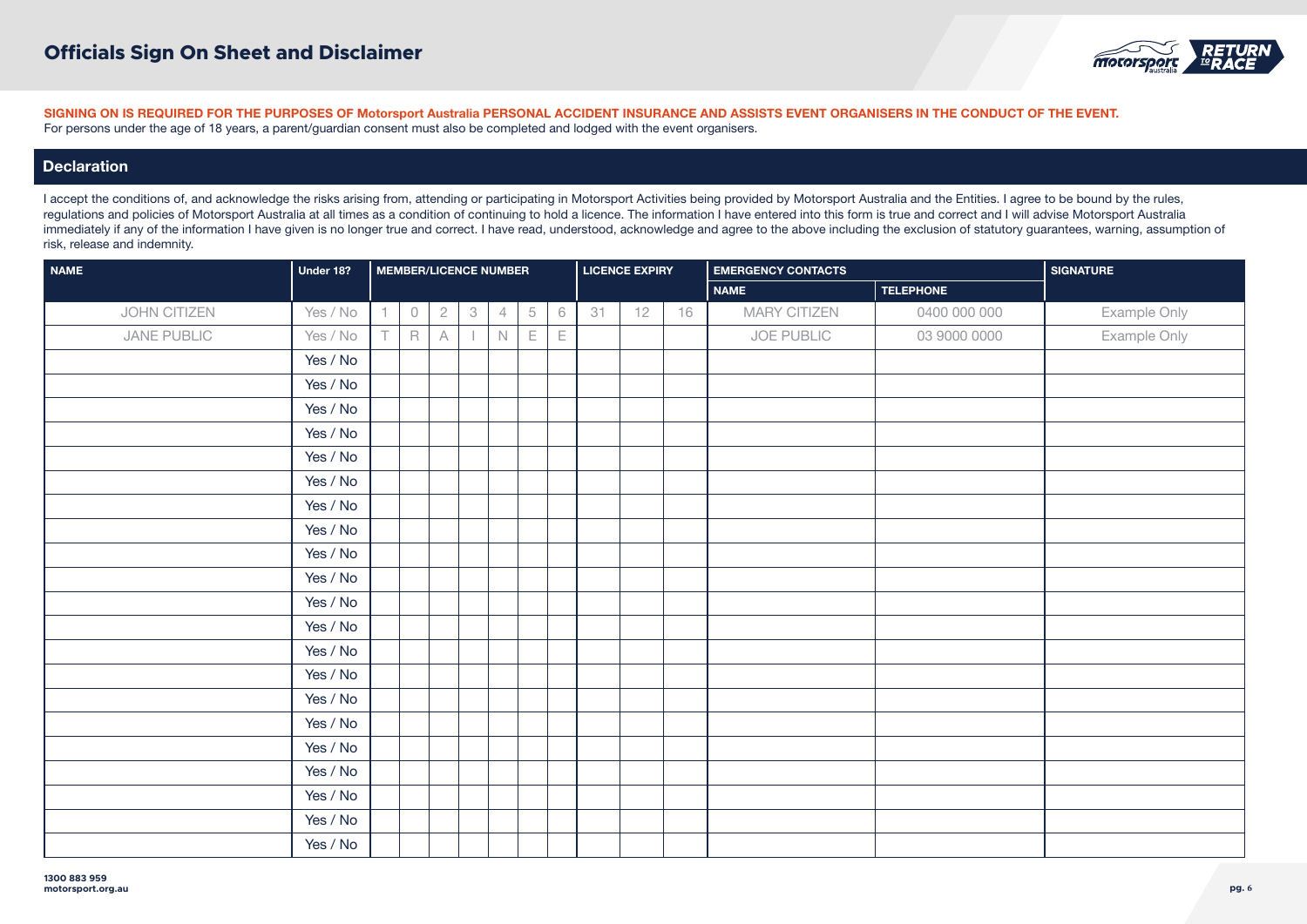# Officials Sign On Sheet and Disclaimer

**SIGNING ON IS REQUIRED FOR THE PURPOSES OF Motorsport Australia PERSONAL ACCIDENT INSURANCE AND ASSISTS EVENT ORGANISERS IN THE CONDUCT OF THE EVENT.**
For persons under the age of 18 years, a parent/guardian consent must also be completed and lodged with the event organisers.

## Declaration

I accept the conditions of, and acknowledge the risks arising from, attending or participating in Motorsport Activities being provided by Motorsport Australia and the Entities. I agree to be bound by the rules, regulations and policies of Motorsport Australia at all times as a condition of continuing to hold a licence. The information I have entered into this form is true and correct and I will advise Motorsport Australia immediately if any of the information I have given is no longer true and correct. I have read, understood, acknowledge and agree to the above including the exclusion of statutory guarantees, warning, assumption of risk, release and indemnity.

| NAME | Under 18? | MEMBER/LICENCE NUMBER | | | | | | | LICENCE EXPIRY | | | EMERGENCY CONTACTS | | SIGNATURE |
|---|---|---|---|---|---|---|---|---|---|---|---|---|---|---|
| | | | | | | | | | | | | NAME | TELEPHONE | |
| JOHN CITIZEN | Yes / No | 1 | 0 | 2 | 3 | 4 | 5 | 6 | 31 | 12 | 16 | MARY CITIZEN | 0400 000 000 | Example Only |
| JANE PUBLIC | Yes / No | T | R | A | I | N | E | E | | | | JOE PUBLIC | 03 9000 0000 | Example Only |
| | Yes / No | | | | | | | | | | | | | |
| | Yes / No | | | | | | | | | | | | | |
| | Yes / No | | | | | | | | | | | | | |
| | Yes / No | | | | | | | | | | | | | |
| | Yes / No | | | | | | | | | | | | | |
| | Yes / No | | | | | | | | | | | | | |
| | Yes / No | | | | | | | | | | | | | |
| | Yes / No | | | | | | | | | | | | | |
| | Yes / No | | | | | | | | | | | | | |
| | Yes / No | | | | | | | | | | | | | |
| | Yes / No | | | | | | | | | | | | | |
| | Yes / No | | | | | | | | | | | | | |
| | Yes / No | | | | | | | | | | | | | |
| | Yes / No | | | | | | | | | | | | | |
| | Yes / No | | | | | | | | | | | | | |
| | Yes / No | | | | | | | | | | | | | |
| | Yes / No | | | | | | | | | | | | | |
| | Yes / No | | | | | | | | | | | | | |
| | Yes / No | | | | | | | | | | | | | |
| | Yes / No | | | | | | | | | | | | | |

**1300 883 959**
**motorsport.org.au**